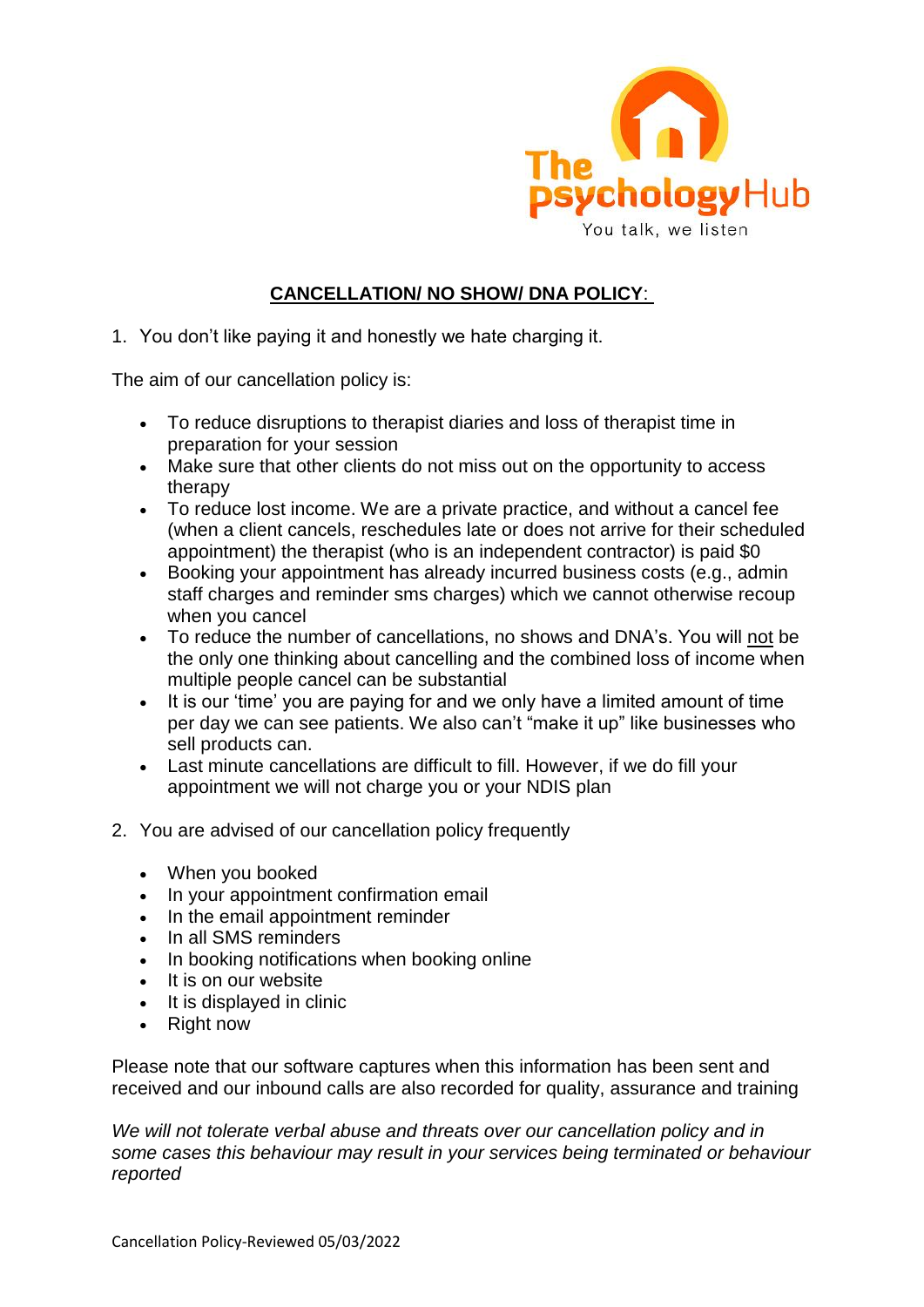The psychology Hub
You talk, we listen

## CANCELLATION/ NO SHOW/ DNA POLICY:

1. You don't like paying it and honestly we hate charging it.

The aim of our cancellation policy is:

- To reduce disruptions to therapist diaries and loss of therapist time in preparation for your session
- Make sure that other clients do not miss out on the opportunity to access therapy
- To reduce lost income. We are a private practice, and without a cancel fee (when a client cancels, reschedules late or does not arrive for their scheduled appointment) the therapist (who is an independent contractor) is paid $0
- Booking your appointment has already incurred business costs (e.g., admin staff charges and reminder sms charges) which we cannot otherwise recoup when you cancel
- To reduce the number of cancellations, no shows and DNA's. You will not be the only one thinking about cancelling and the combined loss of income when multiple people cancel can be substantial
- It is our 'time' you are paying for and we only have a limited amount of time per day we can see patients. We also can't "make it up" like businesses who sell products can.
- Last minute cancellations are difficult to fill. However, if we do fill your appointment we will not charge you or your NDIS plan

2. You are advised of our cancellation policy frequently

- When you booked
- In your appointment confirmation email
- In the email appointment reminder
- In all SMS reminders
- In booking notifications when booking online
- It is on our website
- It is displayed in clinic
- Right now

Please note that our software captures when this information has been sent and received and our inbound calls are also recorded for quality, assurance and training

*We will not tolerate verbal abuse and threats over our cancellation policy and in some cases this behaviour may result in your services being terminated or behaviour reported*

Cancellation Policy-Reviewed 05/03/2022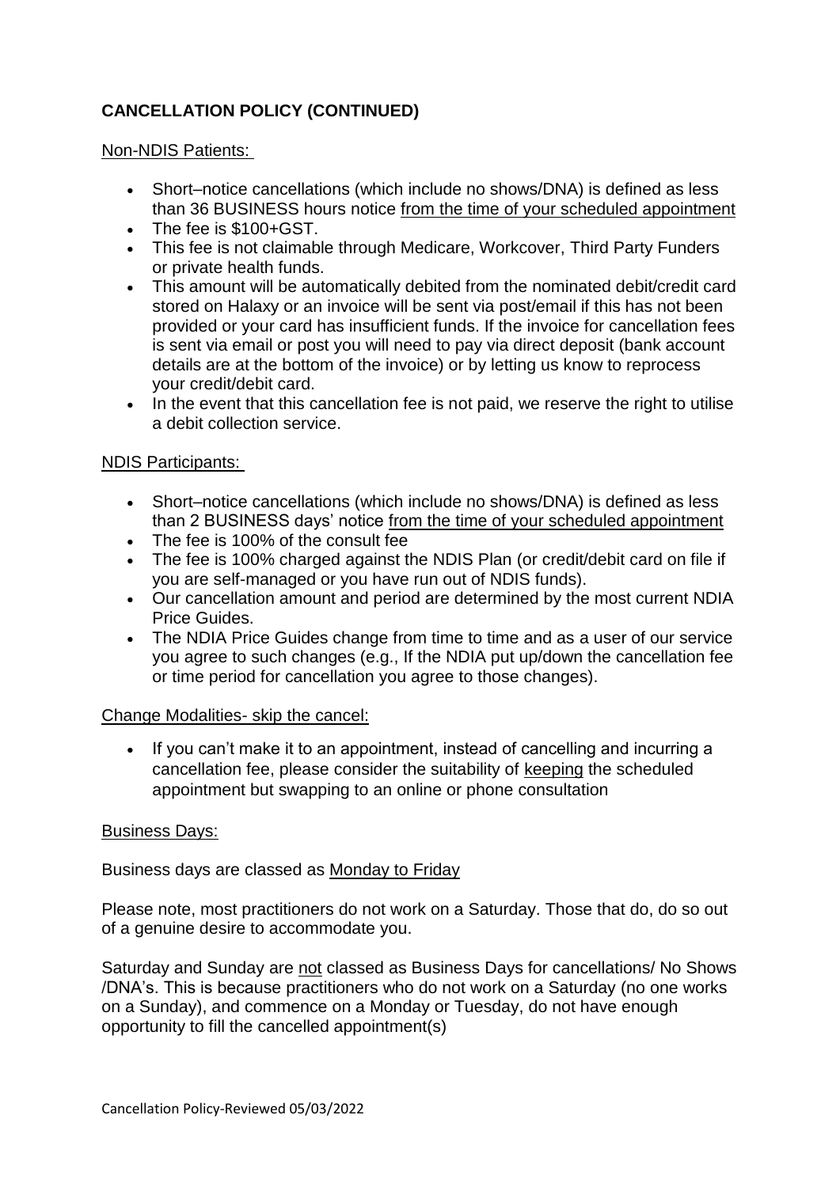**CANCELLATION POLICY (CONTINUED)**

Non-NDIS Patients:

- Short–notice cancellations (which include no shows/DNA) is defined as less than 36 BUSINESS hours notice from the time of your scheduled appointment
- The fee is $100+GST.
- This fee is not claimable through Medicare, Workcover, Third Party Funders or private health funds.
- This amount will be automatically debited from the nominated debit/credit card stored on Halaxy or an invoice will be sent via post/email if this has not been provided or your card has insufficient funds. If the invoice for cancellation fees is sent via email or post you will need to pay via direct deposit (bank account details are at the bottom of the invoice) or by letting us know to reprocess your credit/debit card.
- In the event that this cancellation fee is not paid, we reserve the right to utilise a debit collection service.

NDIS Participants:

- Short–notice cancellations (which include no shows/DNA) is defined as less than 2 BUSINESS days' notice from the time of your scheduled appointment
- The fee is 100% of the consult fee
- The fee is 100% charged against the NDIS Plan (or credit/debit card on file if you are self-managed or you have run out of NDIS funds).
- Our cancellation amount and period are determined by the most current NDIA Price Guides.
- The NDIA Price Guides change from time to time and as a user of our service you agree to such changes (e.g., If the NDIA put up/down the cancellation fee or time period for cancellation you agree to those changes).

Change Modalities- skip the cancel:

- If you can't make it to an appointment, instead of cancelling and incurring a cancellation fee, please consider the suitability of keeping the scheduled appointment but swapping to an online or phone consultation

Business Days:

Business days are classed as Monday to Friday

Please note, most practitioners do not work on a Saturday. Those that do, do so out of a genuine desire to accommodate you.

Saturday and Sunday are not classed as Business Days for cancellations/ No Shows /DNA's. This is because practitioners who do not work on a Saturday (no one works on a Sunday), and commence on a Monday or Tuesday, do not have enough opportunity to fill the cancelled appointment(s)

Cancellation Policy-Reviewed 05/03/2022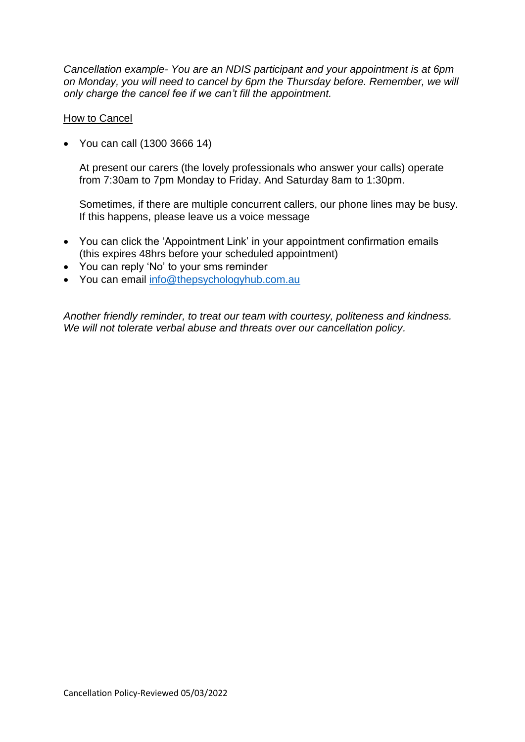*Cancellation example- You are an NDIS participant and your appointment is at 6pm on Monday, you will need to cancel by 6pm the Thursday before. Remember, we will only charge the cancel fee if we can't fill the appointment.*

How to Cancel

- You can call (1300 3666 14)

  At present our carers (the lovely professionals who answer your calls) operate from 7:30am to 7pm Monday to Friday. And Saturday 8am to 1:30pm.

  Sometimes, if there are multiple concurrent callers, our phone lines may be busy. If this happens, please leave us a voice message

- You can click the 'Appointment Link' in your appointment confirmation emails (this expires 48hrs before your scheduled appointment)
- You can reply 'No' to your sms reminder
- You can email info@thepsychologyhub.com.au

*Another friendly reminder, to treat our team with courtesy, politeness and kindness. We will not tolerate verbal abuse and threats over our cancellation policy.*